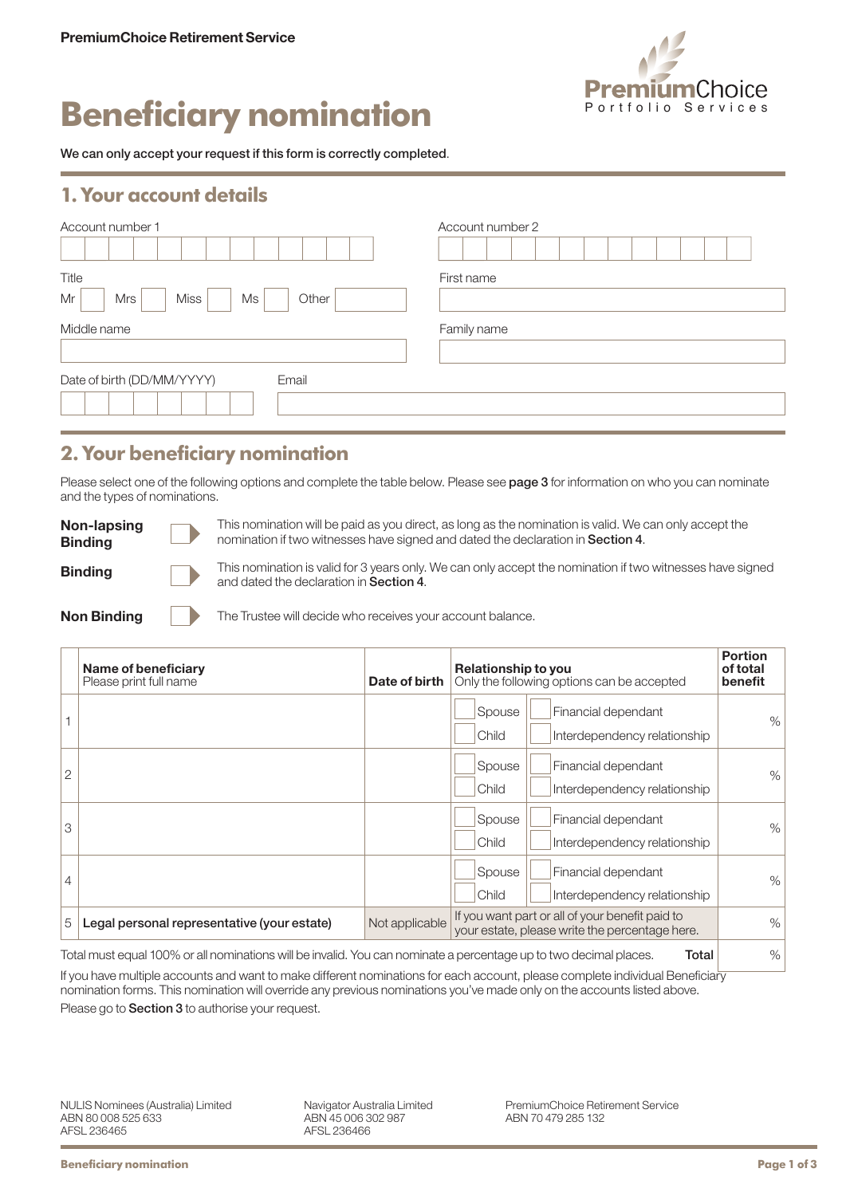PremiumChoice Retirement Service

# Beneficiary nomination

We can only accept your request if this form is correctly completed.

## 1. Your account details

Account number 1

Account number 2

Title

Mr ☐ Mrs ☐ Miss ☐ Ms ☐ Other ☐

First name

Middle name

Family name

Date of birth (DD/MM/YYYY)

Email

## 2. Your beneficiary nomination

Please select one of the following options and complete the table below. Please see **page 3** for information on who you can nominate and the types of nominations.

**Non-lapsing Binding** ☐ This nomination will be paid as you direct, as long as the nomination is valid. We can only accept the nomination if two witnesses have signed and dated the declaration in **Section 4**.

**Binding** ☐ This nomination is valid for 3 years only. We can only accept the nomination if two witnesses have signed and dated the declaration in **Section 4**.

**Non Binding** ☐ The Trustee will decide who receives your account balance.

| | **Name of beneficiary** Please print full name | **Date of birth** | **Relationship to you** Only the following options can be accepted | **Portion of total benefit** |
|---|---|---|---|---|
| 1 | | | ☐ Spouse ☐ Financial dependant ☐ Child ☐ Interdependency relationship | % |
| 2 | | | ☐ Spouse ☐ Financial dependant ☐ Child ☐ Interdependency relationship | % |
| 3 | | | ☐ Spouse ☐ Financial dependant ☐ Child ☐ Interdependency relationship | % |
| 4 | | | ☐ Spouse ☐ Financial dependant ☐ Child ☐ Interdependency relationship | % |
| 5 | **Legal personal representative (your estate)** | Not applicable | If you want part or all of your benefit paid to your estate, please write the percentage here. | % |
| | Total must equal 100% or all nominations will be invalid. You can nominate a percentage up to two decimal places. | | **Total** | % |

If you have multiple accounts and want to make different nominations for each account, please complete individual Beneficiary nomination forms. This nomination will override any previous nominations you've made only on the accounts listed above.

Please go to **Section 3** to authorise your request.

NULIS Nominees (Australia) Limited
ABN 80 008 525 633
AFSL 236465

Navigator Australia Limited
ABN 45 006 302 987
AFSL 236466

PremiumChoice Retirement Service
ABN 70 479 285 132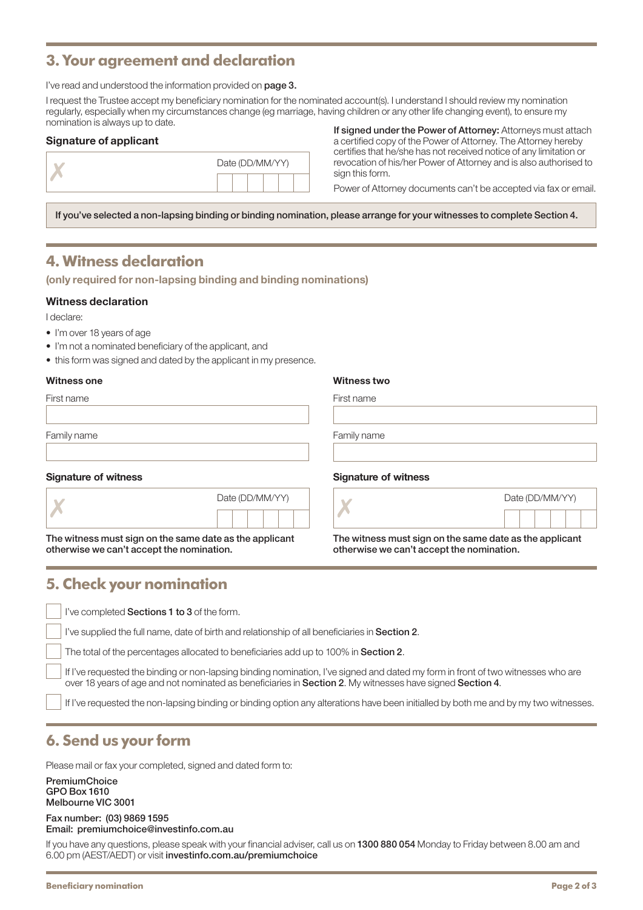## 3. Your agreement and declaration

I've read and understood the information provided on **page 3.**

I request the Trustee accept my beneficiary nomination for the nominated account(s). I understand I should review my nomination regularly, especially when my circumstances change (eg marriage, having children or any other life changing event), to ensure my nomination is always up to date.

**Signature of applicant**

✗ Date (DD/MM/YY)

**If signed under the Power of Attorney:** Attorneys must attach a certified copy of the Power of Attorney. The Attorney hereby certifies that he/she has not received notice of any limitation or revocation of his/her Power of Attorney and is also authorised to sign this form.

Power of Attorney documents can't be accepted via fax or email.

**If you've selected a non-lapsing binding or binding nomination, please arrange for your witnesses to complete Section 4.**

## 4. Witness declaration

**(only required for non-lapsing binding and binding nominations)**

**Witness declaration**

I declare:

- I'm over 18 years of age
- I'm not a nominated beneficiary of the applicant, and
- this form was signed and dated by the applicant in my presence.

**Witness one**

First name

Family name

**Signature of witness**

✗ Date (DD/MM/YY)

**The witness must sign on the same date as the applicant otherwise we can't accept the nomination.**

**Witness two**

First name

Family name

**Signature of witness**

✗ Date (DD/MM/YY)

**The witness must sign on the same date as the applicant otherwise we can't accept the nomination.**

## 5. Check your nomination

- ☐ I've completed **Sections 1 to 3** of the form.
- ☐ I've supplied the full name, date of birth and relationship of all beneficiaries in **Section 2**.
- ☐ The total of the percentages allocated to beneficiaries add up to 100% in **Section 2**.
- ☐ If I've requested the binding or non-lapsing binding nomination, I've signed and dated my form in front of two witnesses who are over 18 years of age and not nominated as beneficiaries in **Section 2**. My witnesses have signed **Section 4**.
- ☐ If I've requested the non-lapsing binding or binding option any alterations have been initialled by both me and by my two witnesses.

## 6. Send us your form

Please mail or fax your completed, signed and dated form to:

**PremiumChoice**
**GPO Box 1610**
**Melbourne VIC 3001**

**Fax number: (03) 9869 1595**
**Email: premiumchoice@investinfo.com.au**

If you have any questions, please speak with your financial adviser, call us on **1300 880 054** Monday to Friday between 8.00 am and 6.00 pm (AEST/AEDT) or visit **investinfo.com.au/premiumchoice**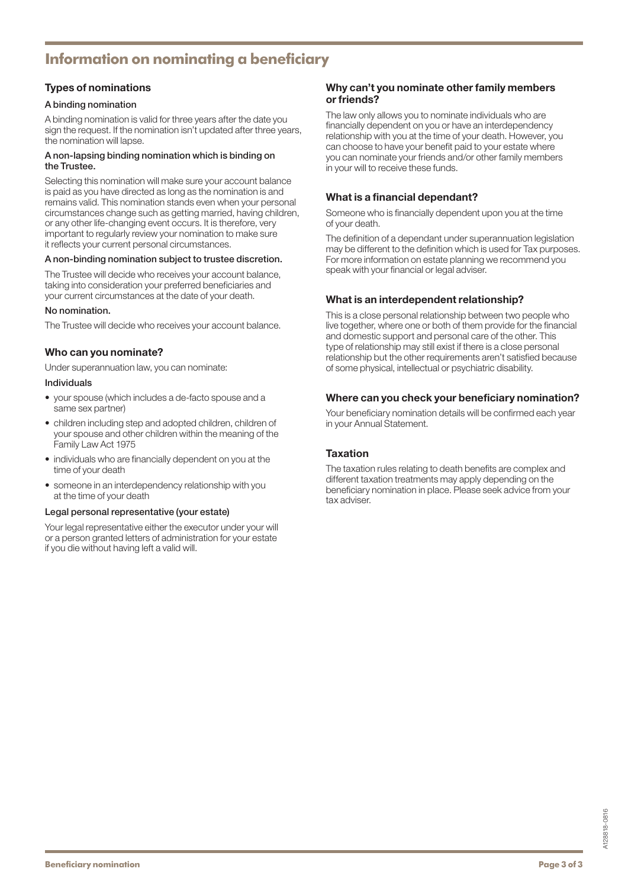# Information on nominating a beneficiary

## Types of nominations

### A binding nomination

A binding nomination is valid for three years after the date you sign the request. If the nomination isn't updated after three years, the nomination will lapse.

### A non-lapsing binding nomination which is binding on the Trustee.

Selecting this nomination will make sure your account balance is paid as you have directed as long as the nomination is and remains valid. This nomination stands even when your personal circumstances change such as getting married, having children, or any other life-changing event occurs. It is therefore, very important to regularly review your nomination to make sure it reflects your current personal circumstances.

### A non-binding nomination subject to trustee discretion.

The Trustee will decide who receives your account balance, taking into consideration your preferred beneficiaries and your current circumstances at the date of your death.

### No nomination.

The Trustee will decide who receives your account balance.

## Who can you nominate?

Under superannuation law, you can nominate:

### Individuals

- your spouse (which includes a de-facto spouse and a same sex partner)
- children including step and adopted children, children of your spouse and other children within the meaning of the Family Law Act 1975
- individuals who are financially dependent on you at the time of your death
- someone in an interdependency relationship with you at the time of your death

### Legal personal representative (your estate)

Your legal representative either the executor under your will or a person granted letters of administration for your estate if you die without having left a valid will.

## Why can't you nominate other family members or friends?

The law only allows you to nominate individuals who are financially dependent on you or have an interdependency relationship with you at the time of your death. However, you can choose to have your benefit paid to your estate where you can nominate your friends and/or other family members in your will to receive these funds.

## What is a financial dependant?

Someone who is financially dependent upon you at the time of your death.

The definition of a dependant under superannuation legislation may be different to the definition which is used for Tax purposes. For more information on estate planning we recommend you speak with your financial or legal adviser.

## What is an interdependent relationship?

This is a close personal relationship between two people who live together, where one or both of them provide for the financial and domestic support and personal care of the other. This type of relationship may still exist if there is a close personal relationship but the other requirements aren't satisfied because of some physical, intellectual or psychiatric disability.

## Where can you check your beneficiary nomination?

Your beneficiary nomination details will be confirmed each year in your Annual Statement.

## Taxation

The taxation rules relating to death benefits are complex and different taxation treatments may apply depending on the beneficiary nomination in place. Please seek advice from your tax adviser.

A128818-0816